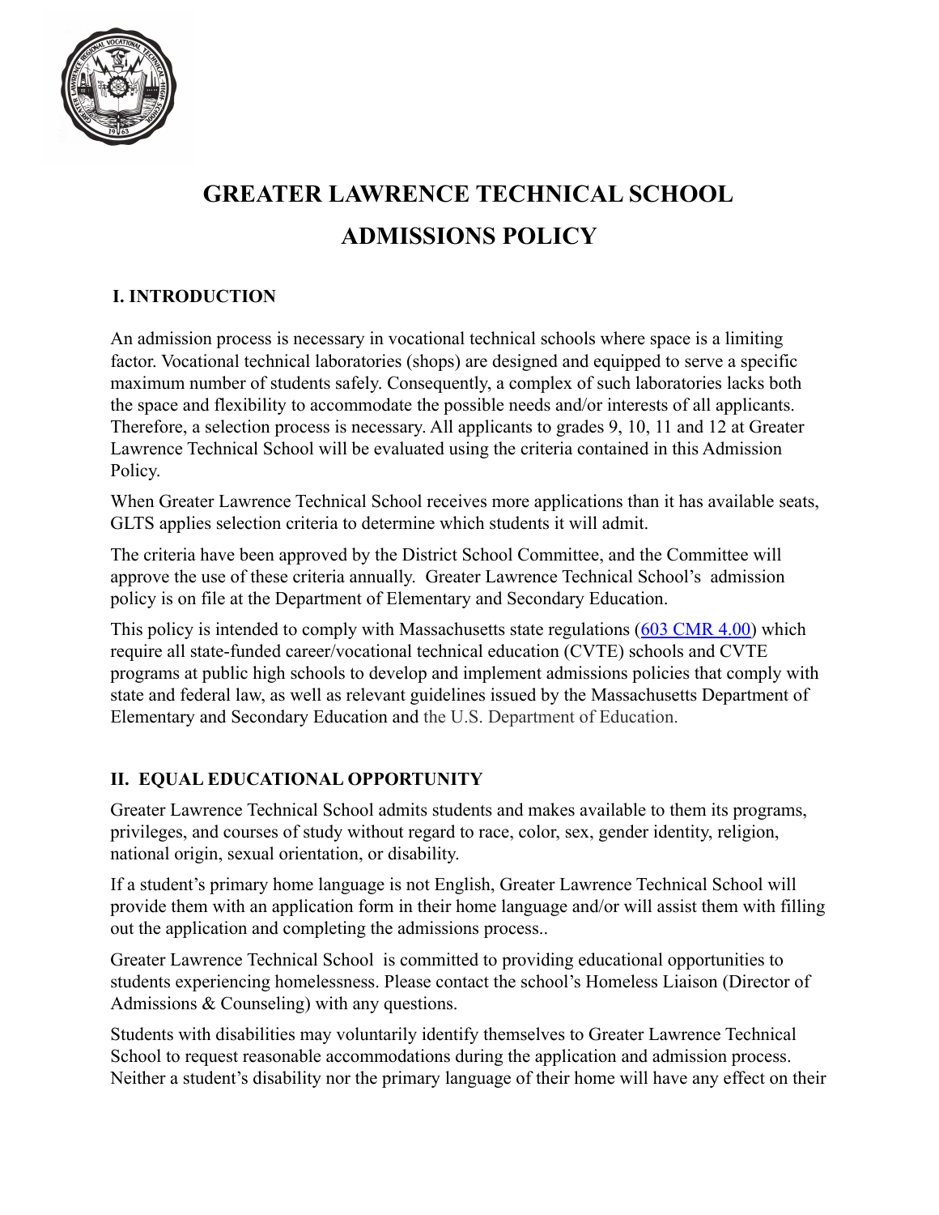# GREATER LAWRENCE TECHNICAL SCHOOL

# ADMISSIONS POLICY

## I. INTRODUCTION

An admission process is necessary in vocational technical schools where space is a limiting factor. Vocational technical laboratories (shops) are designed and equipped to serve a specific maximum number of students safely. Consequently, a complex of such laboratories lacks both the space and flexibility to accommodate the possible needs and/or interests of all applicants. Therefore, a selection process is necessary. All applicants to grades 9, 10, 11 and 12 at Greater Lawrence Technical School will be evaluated using the criteria contained in this Admission Policy.

When Greater Lawrence Technical School receives more applications than it has available seats, GLTS applies selection criteria to determine which students it will admit.

The criteria have been approved by the District School Committee, and the Committee will approve the use of these criteria annually. Greater Lawrence Technical School's admission policy is on file at the Department of Elementary and Secondary Education.

This policy is intended to comply with Massachusetts state regulations (603 CMR 4.00) which require all state-funded career/vocational technical education (CVTE) schools and CVTE programs at public high schools to develop and implement admissions policies that comply with state and federal law, as well as relevant guidelines issued by the Massachusetts Department of Elementary and Secondary Education and the U.S. Department of Education.

## II. EQUAL EDUCATIONAL OPPORTUNITY

Greater Lawrence Technical School admits students and makes available to them its programs, privileges, and courses of study without regard to race, color, sex, gender identity, religion, national origin, sexual orientation, or disability.

If a student's primary home language is not English, Greater Lawrence Technical School will provide them with an application form in their home language and/or will assist them with filling out the application and completing the admissions process..

Greater Lawrence Technical School is committed to providing educational opportunities to students experiencing homelessness. Please contact the school's Homeless Liaison (Director of Admissions & Counseling) with any questions.

Students with disabilities may voluntarily identify themselves to Greater Lawrence Technical School to request reasonable accommodations during the application and admission process. Neither a student's disability nor the primary language of their home will have any effect on their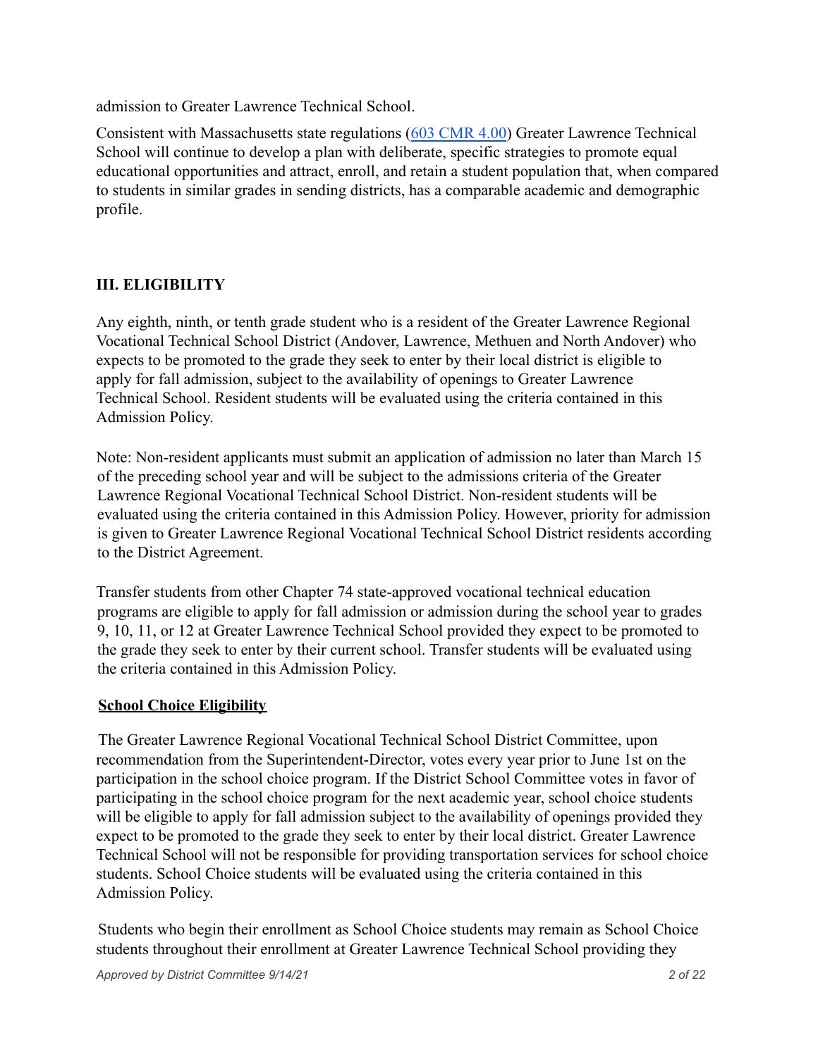admission to Greater Lawrence Technical School.

Consistent with Massachusetts state regulations ([603 CMR 4.00](603 CMR 4.00)) Greater Lawrence Technical School will continue to develop a plan with deliberate, specific strategies to promote equal educational opportunities and attract, enroll, and retain a student population that, when compared to students in similar grades in sending districts, has a comparable academic and demographic profile.

## III. ELIGIBILITY

Any eighth, ninth, or tenth grade student who is a resident of the Greater Lawrence Regional Vocational Technical School District (Andover, Lawrence, Methuen and North Andover) who expects to be promoted to the grade they seek to enter by their local district is eligible to apply for fall admission, subject to the availability of openings to Greater Lawrence Technical School. Resident students will be evaluated using the criteria contained in this Admission Policy.

Note: Non-resident applicants must submit an application of admission no later than March 15 of the preceding school year and will be subject to the admissions criteria of the Greater Lawrence Regional Vocational Technical School District. Non-resident students will be evaluated using the criteria contained in this Admission Policy. However, priority for admission is given to Greater Lawrence Regional Vocational Technical School District residents according to the District Agreement.

Transfer students from other Chapter 74 state-approved vocational technical education programs are eligible to apply for fall admission or admission during the school year to grades 9, 10, 11, or 12 at Greater Lawrence Technical School provided they expect to be promoted to the grade they seek to enter by their current school. Transfer students will be evaluated using the criteria contained in this Admission Policy.

**School Choice Eligibility**

The Greater Lawrence Regional Vocational Technical School District Committee, upon recommendation from the Superintendent-Director, votes every year prior to June 1st on the participation in the school choice program. If the District School Committee votes in favor of participating in the school choice program for the next academic year, school choice students will be eligible to apply for fall admission subject to the availability of openings provided they expect to be promoted to the grade they seek to enter by their local district. Greater Lawrence Technical School will not be responsible for providing transportation services for school choice students. School Choice students will be evaluated using the criteria contained in this Admission Policy.

Students who begin their enrollment as School Choice students may remain as School Choice students throughout their enrollment at Greater Lawrence Technical School providing they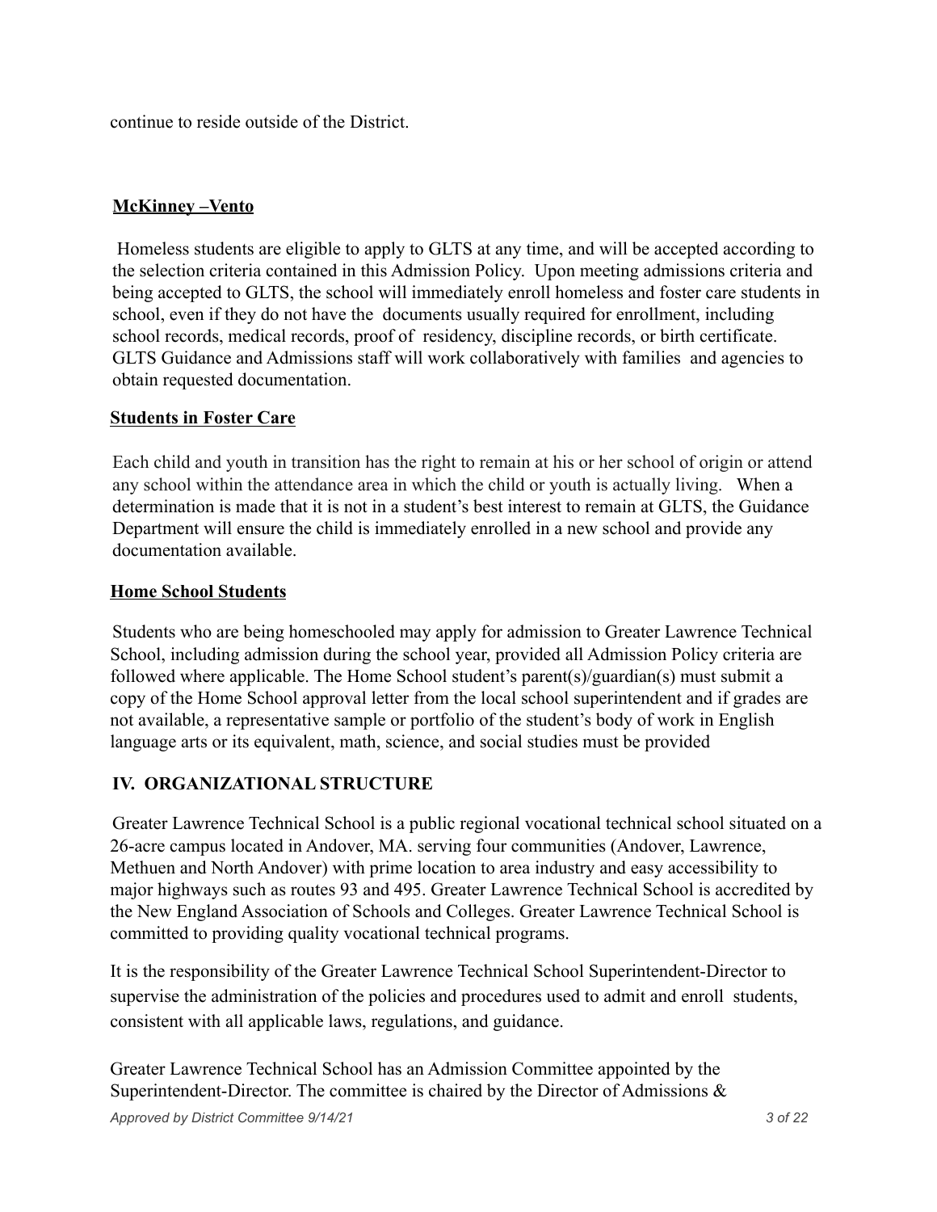continue to reside outside of the District.

**McKinney –Vento**

Homeless students are eligible to apply to GLTS at any time, and will be accepted according to the selection criteria contained in this Admission Policy. Upon meeting admissions criteria and being accepted to GLTS, the school will immediately enroll homeless and foster care students in school, even if they do not have the documents usually required for enrollment, including school records, medical records, proof of residency, discipline records, or birth certificate. GLTS Guidance and Admissions staff will work collaboratively with families and agencies to obtain requested documentation.

**Students in Foster Care**

Each child and youth in transition has the right to remain at his or her school of origin or attend any school within the attendance area in which the child or youth is actually living. When a determination is made that it is not in a student's best interest to remain at GLTS, the Guidance Department will ensure the child is immediately enrolled in a new school and provide any documentation available.

**Home School Students**

Students who are being homeschooled may apply for admission to Greater Lawrence Technical School, including admission during the school year, provided all Admission Policy criteria are followed where applicable. The Home School student's parent(s)/guardian(s) must submit a copy of the Home School approval letter from the local school superintendent and if grades are not available, a representative sample or portfolio of the student's body of work in English language arts or its equivalent, math, science, and social studies must be provided

## IV. ORGANIZATIONAL STRUCTURE

Greater Lawrence Technical School is a public regional vocational technical school situated on a 26-acre campus located in Andover, MA. serving four communities (Andover, Lawrence, Methuen and North Andover) with prime location to area industry and easy accessibility to major highways such as routes 93 and 495. Greater Lawrence Technical School is accredited by the New England Association of Schools and Colleges. Greater Lawrence Technical School is committed to providing quality vocational technical programs.

It is the responsibility of the Greater Lawrence Technical School Superintendent-Director to supervise the administration of the policies and procedures used to admit and enroll students, consistent with all applicable laws, regulations, and guidance.

Greater Lawrence Technical School has an Admission Committee appointed by the Superintendent-Director. The committee is chaired by the Director of Admissions &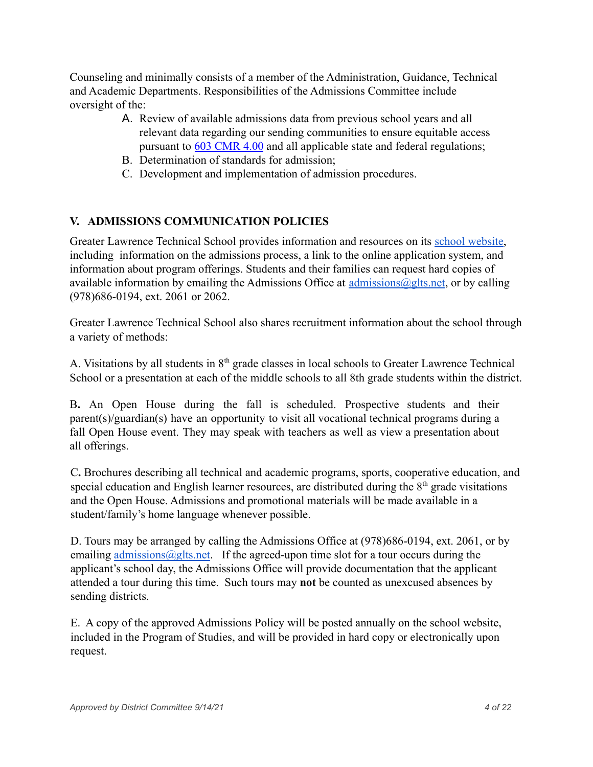Counseling and minimally consists of a member of the Administration, Guidance, Technical and Academic Departments. Responsibilities of the Admissions Committee include oversight of the:

A. Review of available admissions data from previous school years and all relevant data regarding our sending communities to ensure equitable access pursuant to [603 CMR 4.00] and all applicable state and federal regulations;
B. Determination of standards for admission;
C. Development and implementation of admission procedures.

## V. ADMISSIONS COMMUNICATION POLICIES

Greater Lawrence Technical School provides information and resources on its school website, including information on the admissions process, a link to the online application system, and information about program offerings. Students and their families can request hard copies of available information by emailing the Admissions Office at admissions@glts.net, or by calling (978)686-0194, ext. 2061 or 2062.

Greater Lawrence Technical School also shares recruitment information about the school through a variety of methods:

A. Visitations by all students in 8th grade classes in local schools to Greater Lawrence Technical School or a presentation at each of the middle schools to all 8th grade students within the district.

**B.** An Open House during the fall is scheduled. Prospective students and their parent(s)/guardian(s) have an opportunity to visit all vocational technical programs during a fall Open House event. They may speak with teachers as well as view a presentation about all offerings.

**C.** Brochures describing all technical and academic programs, sports, cooperative education, and special education and English learner resources, are distributed during the 8th grade visitations and the Open House. Admissions and promotional materials will be made available in a student/family's home language whenever possible.

D. Tours may be arranged by calling the Admissions Office at (978)686-0194, ext. 2061, or by emailing admissions@glts.net. If the agreed-upon time slot for a tour occurs during the applicant's school day, the Admissions Office will provide documentation that the applicant attended a tour during this time. Such tours may **not** be counted as unexcused absences by sending districts.

E. A copy of the approved Admissions Policy will be posted annually on the school website, included in the Program of Studies, and will be provided in hard copy or electronically upon request.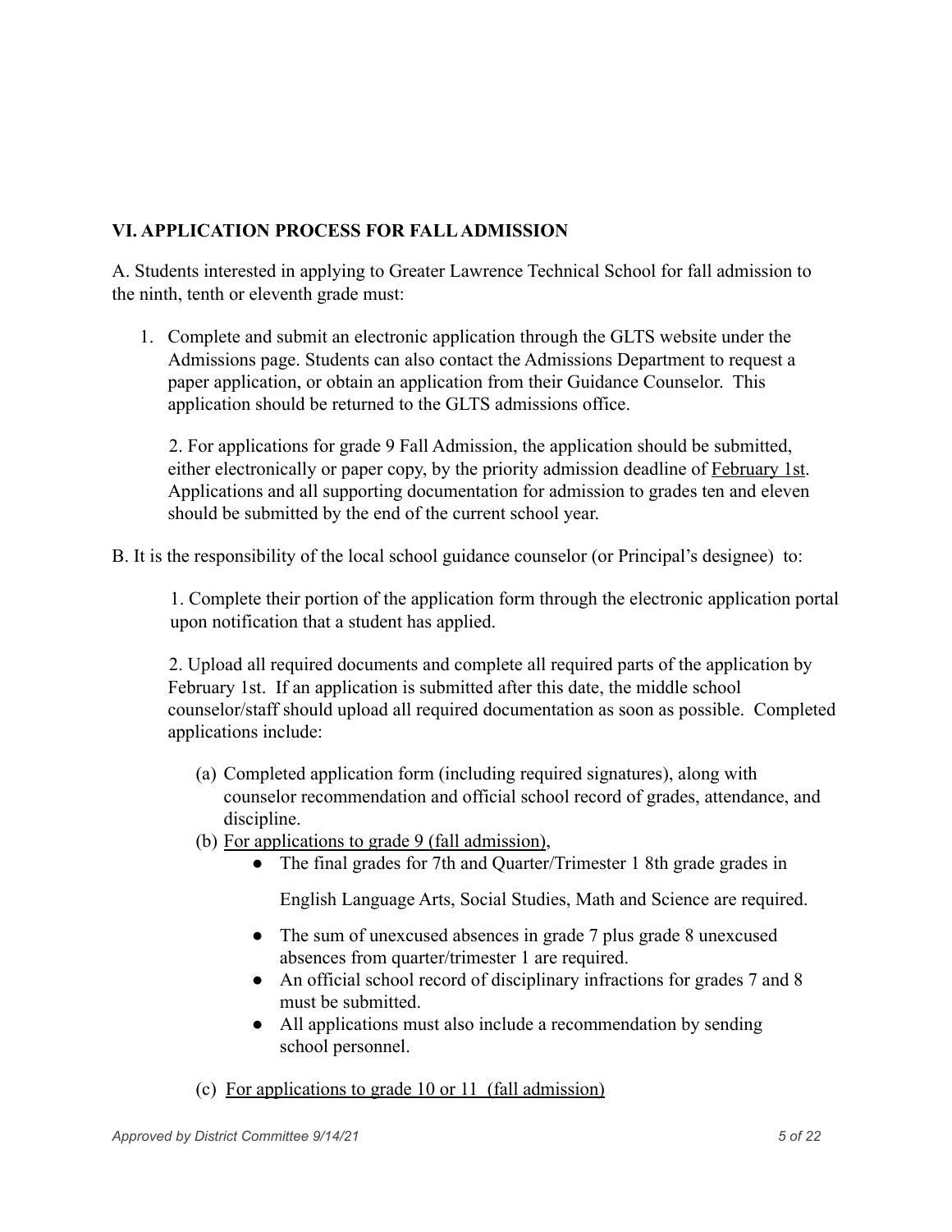## VI. APPLICATION PROCESS FOR FALL ADMISSION

A. Students interested in applying to Greater Lawrence Technical School for fall admission to the ninth, tenth or eleventh grade must:

1. Complete and submit an electronic application through the GLTS website under the Admissions page. Students can also contact the Admissions Department to request a paper application, or obtain an application from their Guidance Counselor. This application should be returned to the GLTS admissions office.

2. For applications for grade 9 Fall Admission, the application should be submitted, either electronically or paper copy, by the priority admission deadline of <u>February 1st</u>. Applications and all supporting documentation for admission to grades ten and eleven should be submitted by the end of the current school year.

B. It is the responsibility of the local school guidance counselor (or Principal's designee) to:

1. Complete their portion of the application form through the electronic application portal upon notification that a student has applied.

2. Upload all required documents and complete all required parts of the application by February 1st. If an application is submitted after this date, the middle school counselor/staff should upload all required documentation as soon as possible. Completed applications include:

   (a) Completed application form (including required signatures), along with counselor recommendation and official school record of grades, attendance, and discipline.

   (b) <u>For applications to grade 9 (fall admission),</u>

   - The final grades for 7th and Quarter/Trimester 1 8th grade grades in English Language Arts, Social Studies, Math and Science are required.
   - The sum of unexcused absences in grade 7 plus grade 8 unexcused absences from quarter/trimester 1 are required.
   - An official school record of disciplinary infractions for grades 7 and 8 must be submitted.
   - All applications must also include a recommendation by sending school personnel.

   (c) <u>For applications to grade 10 or 11 (fall admission)</u>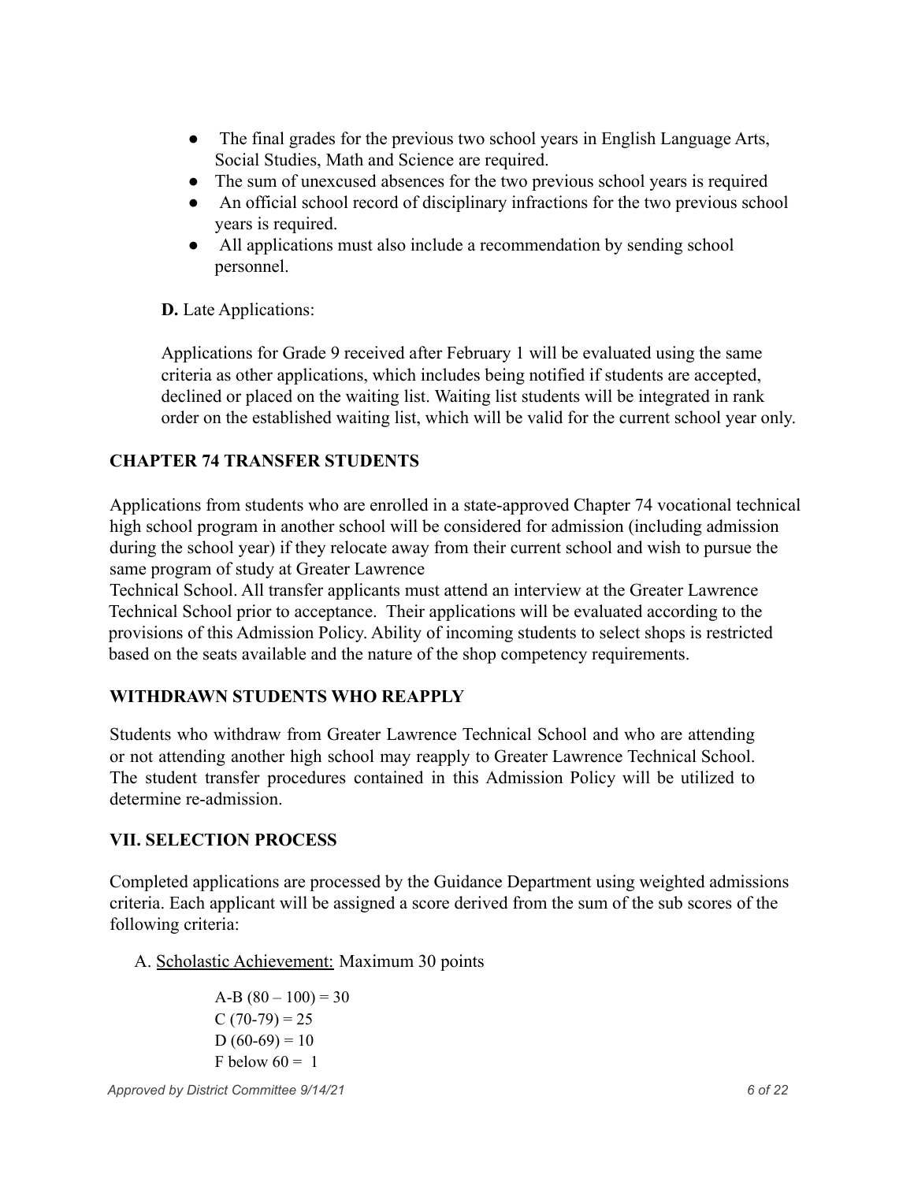- The final grades for the previous two school years in English Language Arts, Social Studies, Math and Science are required.
- The sum of unexcused absences for the two previous school years is required
- An official school record of disciplinary infractions for the two previous school years is required.
- All applications must also include a recommendation by sending school personnel.

**D.** Late Applications:

Applications for Grade 9 received after February 1 will be evaluated using the same criteria as other applications, which includes being notified if students are accepted, declined or placed on the waiting list. Waiting list students will be integrated in rank order on the established waiting list, which will be valid for the current school year only.

## CHAPTER 74 TRANSFER STUDENTS

Applications from students who are enrolled in a state-approved Chapter 74 vocational technical high school program in another school will be considered for admission (including admission during the school year) if they relocate away from their current school and wish to pursue the same program of study at Greater Lawrence Technical School. All transfer applicants must attend an interview at the Greater Lawrence Technical School prior to acceptance. Their applications will be evaluated according to the provisions of this Admission Policy. Ability of incoming students to select shops is restricted based on the seats available and the nature of the shop competency requirements.

## WITHDRAWN STUDENTS WHO REAPPLY

Students who withdraw from Greater Lawrence Technical School and who are attending or not attending another high school may reapply to Greater Lawrence Technical School. The student transfer procedures contained in this Admission Policy will be utilized to determine re-admission.

## VII. SELECTION PROCESS

Completed applications are processed by the Guidance Department using weighted admissions criteria. Each applicant will be assigned a score derived from the sum of the sub scores of the following criteria:

A. Scholastic Achievement: Maximum 30 points

A-B (80 – 100) = 30  
C (70-79) = 25  
D (60-69) = 10  
F below 60 = 1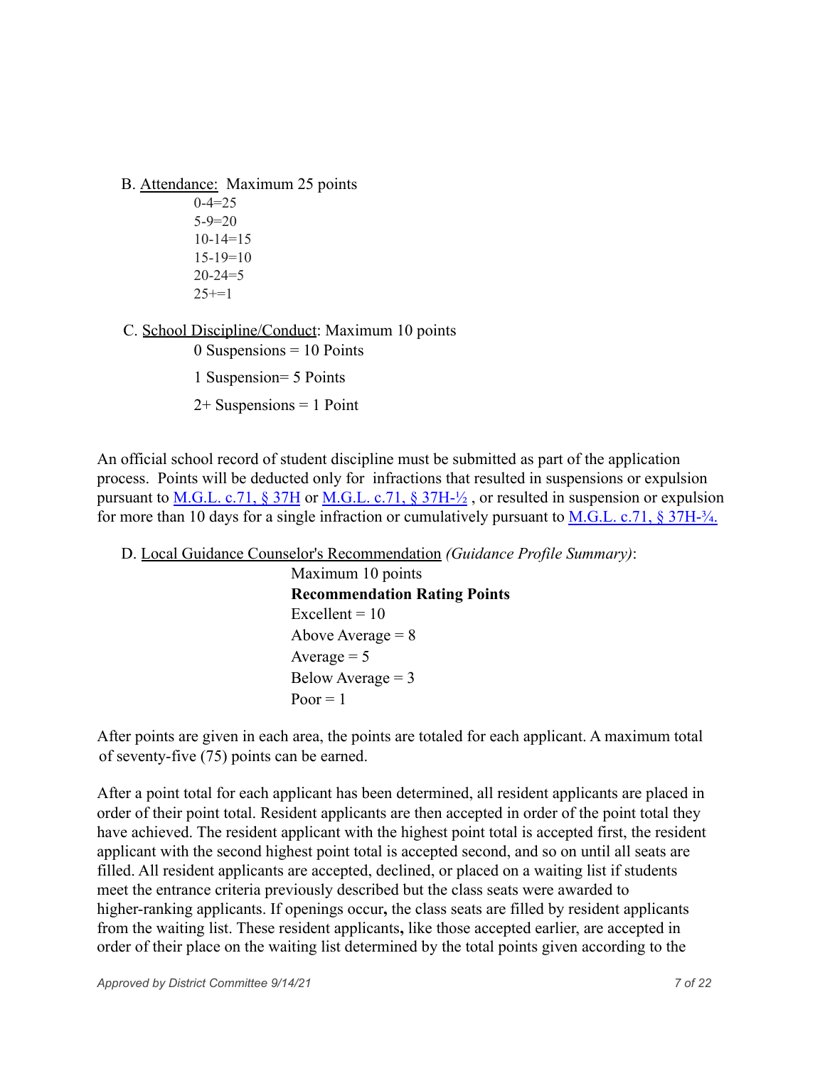B. <u>Attendance:</u> Maximum 25 points

0-4=25
5-9=20
10-14=15
15-19=10
20-24=5
25+=1

C. <u>School Discipline/Conduct</u>: Maximum 10 points

0 Suspensions = 10 Points

1 Suspension= 5 Points

2+ Suspensions = 1 Point

An official school record of student discipline must be submitted as part of the application process. Points will be deducted only for infractions that resulted in suspensions or expulsion pursuant to [M.G.L. c.71, § 37H](#) or [M.G.L. c.71, § 37H-½](#) , or resulted in suspension or expulsion for more than 10 days for a single infraction or cumulatively pursuant to [M.G.L. c.71, § 37H-¾.](#)

D. <u>Local Guidance Counselor's Recommendation</u> *(Guidance Profile Summary)*:

Maximum 10 points

**Recommendation Rating Points**

Excellent = 10
Above Average = 8
Average = 5
Below Average = 3
Poor = 1

After points are given in each area, the points are totaled for each applicant. A maximum total of seventy-five (75) points can be earned.

After a point total for each applicant has been determined, all resident applicants are placed in order of their point total. Resident applicants are then accepted in order of the point total they have achieved. The resident applicant with the highest point total is accepted first, the resident applicant with the second highest point total is accepted second, and so on until all seats are filled. All resident applicants are accepted, declined, or placed on a waiting list if students meet the entrance criteria previously described but the class seats were awarded to higher-ranking applicants. If openings occur**,** the class seats are filled by resident applicants from the waiting list. These resident applicants**,** like those accepted earlier, are accepted in order of their place on the waiting list determined by the total points given according to the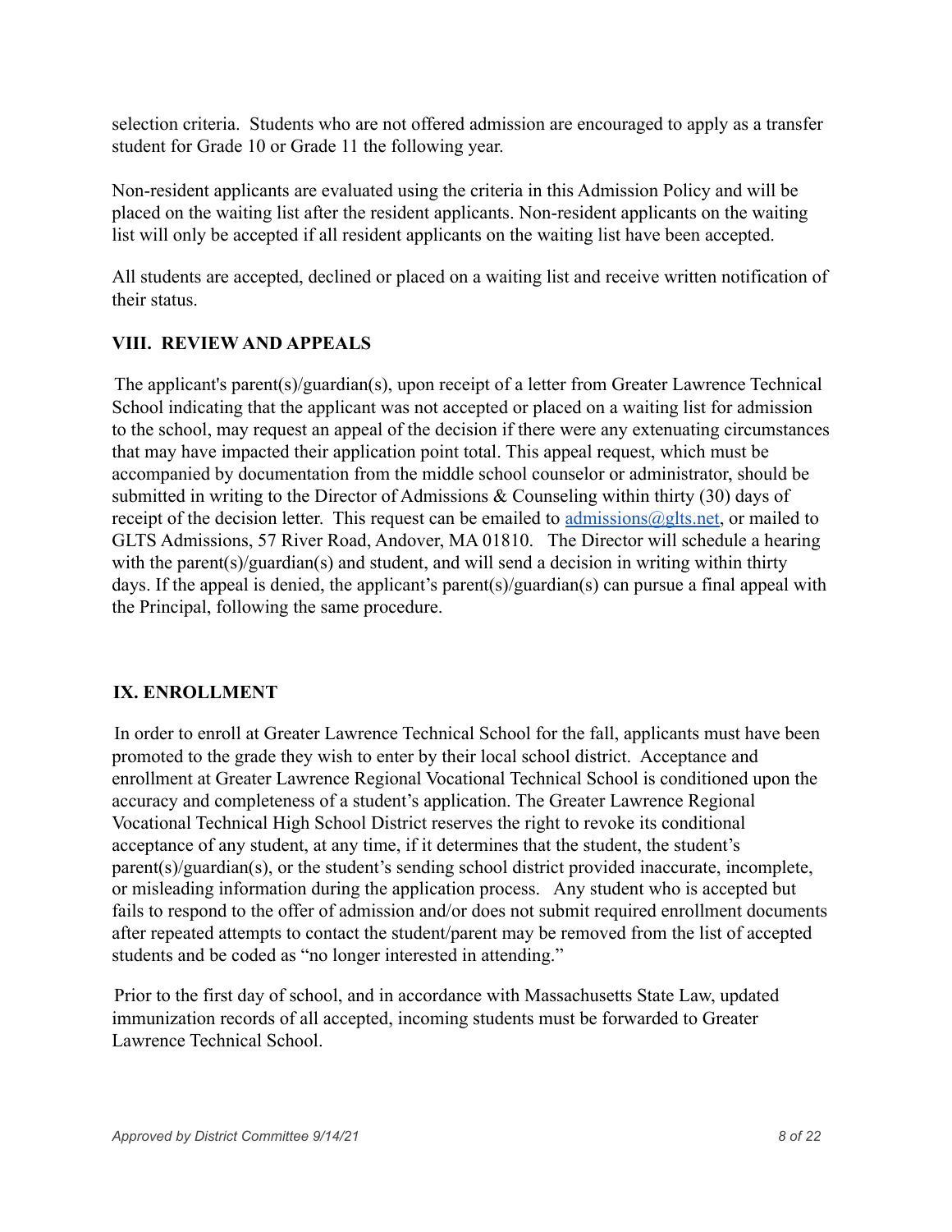selection criteria. Students who are not offered admission are encouraged to apply as a transfer student for Grade 10 or Grade 11 the following year.

Non-resident applicants are evaluated using the criteria in this Admission Policy and will be placed on the waiting list after the resident applicants. Non-resident applicants on the waiting list will only be accepted if all resident applicants on the waiting list have been accepted.

All students are accepted, declined or placed on a waiting list and receive written notification of their status.

## VIII. REVIEW AND APPEALS

The applicant's parent(s)/guardian(s), upon receipt of a letter from Greater Lawrence Technical School indicating that the applicant was not accepted or placed on a waiting list for admission to the school, may request an appeal of the decision if there were any extenuating circumstances that may have impacted their application point total. This appeal request, which must be accompanied by documentation from the middle school counselor or administrator, should be submitted in writing to the Director of Admissions & Counseling within thirty (30) days of receipt of the decision letter. This request can be emailed to [admissions@glts.net](mailto:admissions@glts.net), or mailed to GLTS Admissions, 57 River Road, Andover, MA 01810. The Director will schedule a hearing with the parent(s)/guardian(s) and student, and will send a decision in writing within thirty days. If the appeal is denied, the applicant's parent(s)/guardian(s) can pursue a final appeal with the Principal, following the same procedure.

## IX. ENROLLMENT

In order to enroll at Greater Lawrence Technical School for the fall, applicants must have been promoted to the grade they wish to enter by their local school district. Acceptance and enrollment at Greater Lawrence Regional Vocational Technical School is conditioned upon the accuracy and completeness of a student's application. The Greater Lawrence Regional Vocational Technical High School District reserves the right to revoke its conditional acceptance of any student, at any time, if it determines that the student, the student's parent(s)/guardian(s), or the student's sending school district provided inaccurate, incomplete, or misleading information during the application process. Any student who is accepted but fails to respond to the offer of admission and/or does not submit required enrollment documents after repeated attempts to contact the student/parent may be removed from the list of accepted students and be coded as "no longer interested in attending."

Prior to the first day of school, and in accordance with Massachusetts State Law, updated immunization records of all accepted, incoming students must be forwarded to Greater Lawrence Technical School.

*Approved by District Committee 9/14/21*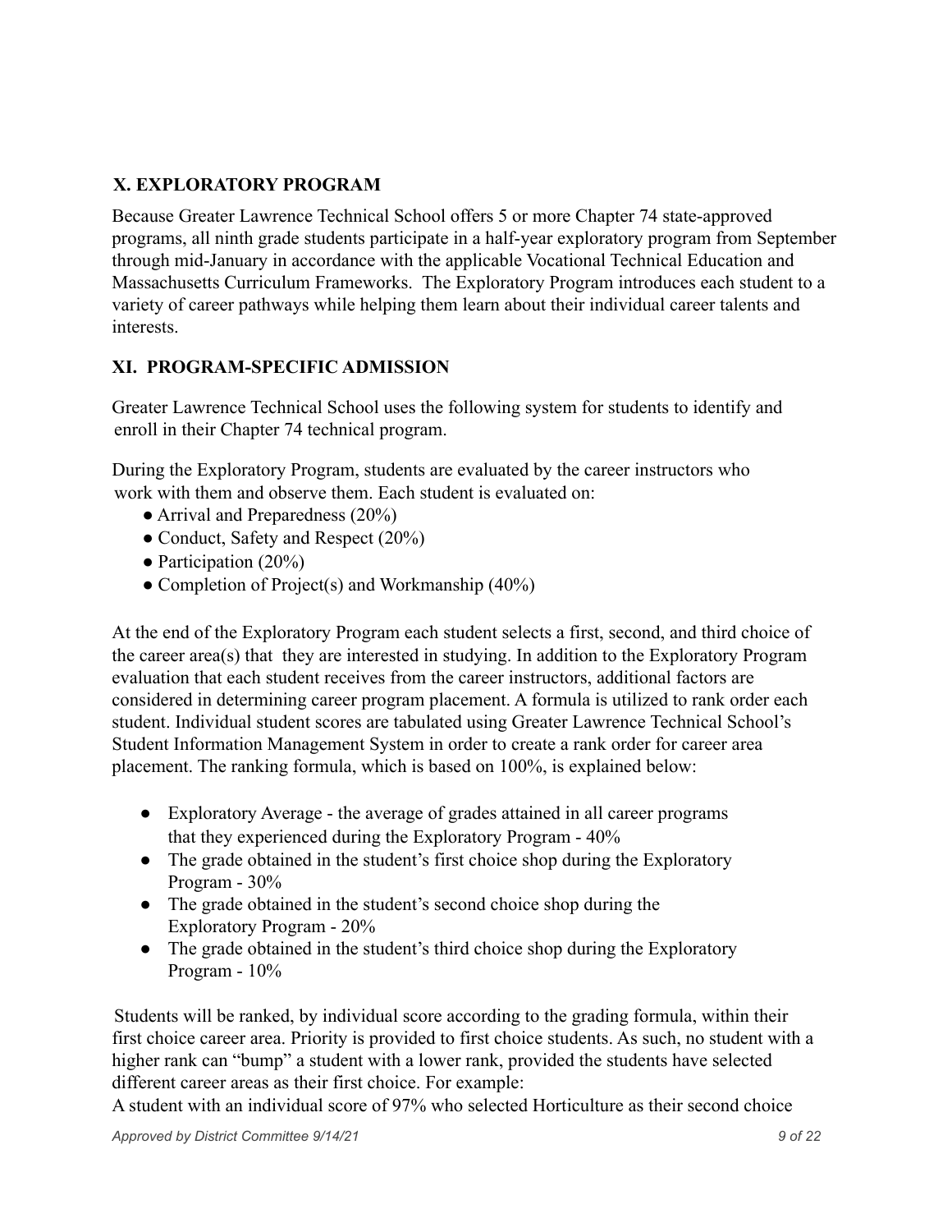## X. EXPLORATORY PROGRAM

Because Greater Lawrence Technical School offers 5 or more Chapter 74 state-approved programs, all ninth grade students participate in a half-year exploratory program from September through mid-January in accordance with the applicable Vocational Technical Education and Massachusetts Curriculum Frameworks. The Exploratory Program introduces each student to a variety of career pathways while helping them learn about their individual career talents and interests.

## XI. PROGRAM-SPECIFIC ADMISSION

Greater Lawrence Technical School uses the following system for students to identify and enroll in their Chapter 74 technical program.

During the Exploratory Program, students are evaluated by the career instructors who work with them and observe them. Each student is evaluated on:

- Arrival and Preparedness (20%)
- Conduct, Safety and Respect (20%)
- Participation (20%)
- Completion of Project(s) and Workmanship (40%)

At the end of the Exploratory Program each student selects a first, second, and third choice of the career area(s) that they are interested in studying. In addition to the Exploratory Program evaluation that each student receives from the career instructors, additional factors are considered in determining career program placement. A formula is utilized to rank order each student. Individual student scores are tabulated using Greater Lawrence Technical School's Student Information Management System in order to create a rank order for career area placement. The ranking formula, which is based on 100%, is explained below:

- Exploratory Average - the average of grades attained in all career programs that they experienced during the Exploratory Program - 40%
- The grade obtained in the student's first choice shop during the Exploratory Program - 30%
- The grade obtained in the student's second choice shop during the Exploratory Program - 20%
- The grade obtained in the student's third choice shop during the Exploratory Program - 10%

Students will be ranked, by individual score according to the grading formula, within their first choice career area. Priority is provided to first choice students. As such, no student with a higher rank can "bump" a student with a lower rank, provided the students have selected different career areas as their first choice. For example:

A student with an individual score of 97% who selected Horticulture as their second choice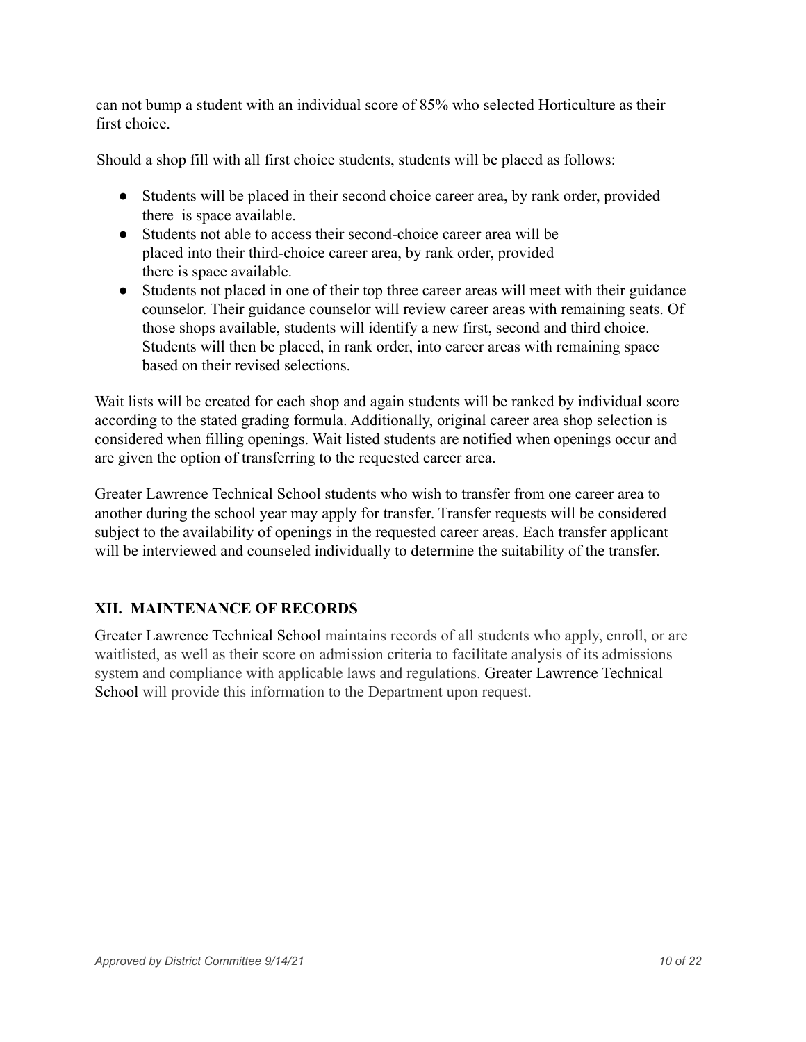can not bump a student with an individual score of 85% who selected Horticulture as their first choice.

Should a shop fill with all first choice students, students will be placed as follows:

- Students will be placed in their second choice career area, by rank order, provided there is space available.
- Students not able to access their second-choice career area will be placed into their third-choice career area, by rank order, provided there is space available.
- Students not placed in one of their top three career areas will meet with their guidance counselor. Their guidance counselor will review career areas with remaining seats. Of those shops available, students will identify a new first, second and third choice. Students will then be placed, in rank order, into career areas with remaining space based on their revised selections.

Wait lists will be created for each shop and again students will be ranked by individual score according to the stated grading formula. Additionally, original career area shop selection is considered when filling openings. Wait listed students are notified when openings occur and are given the option of transferring to the requested career area.

Greater Lawrence Technical School students who wish to transfer from one career area to another during the school year may apply for transfer. Transfer requests will be considered subject to the availability of openings in the requested career areas. Each transfer applicant will be interviewed and counseled individually to determine the suitability of the transfer.

## XII. MAINTENANCE OF RECORDS

Greater Lawrence Technical School maintains records of all students who apply, enroll, or are waitlisted, as well as their score on admission criteria to facilitate analysis of its admissions system and compliance with applicable laws and regulations. Greater Lawrence Technical School will provide this information to the Department upon request.